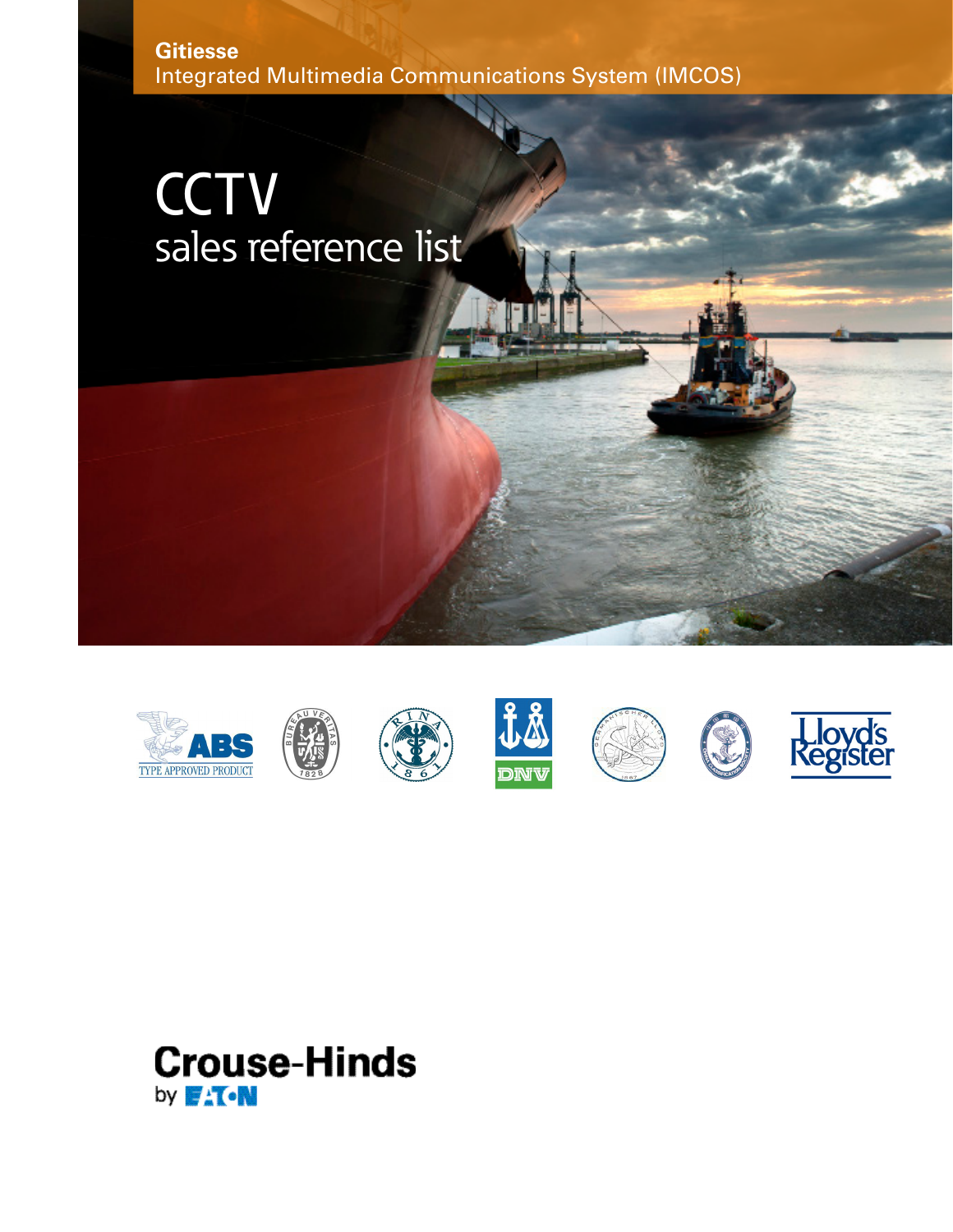**Gitiesse**
Integrated Multimedia Communications System (IMCOS)

# CCTV

## sales reference list

ABS TYPE APPROVED PRODUCT

Lloyd's Register

Crouse-Hinds
by EATON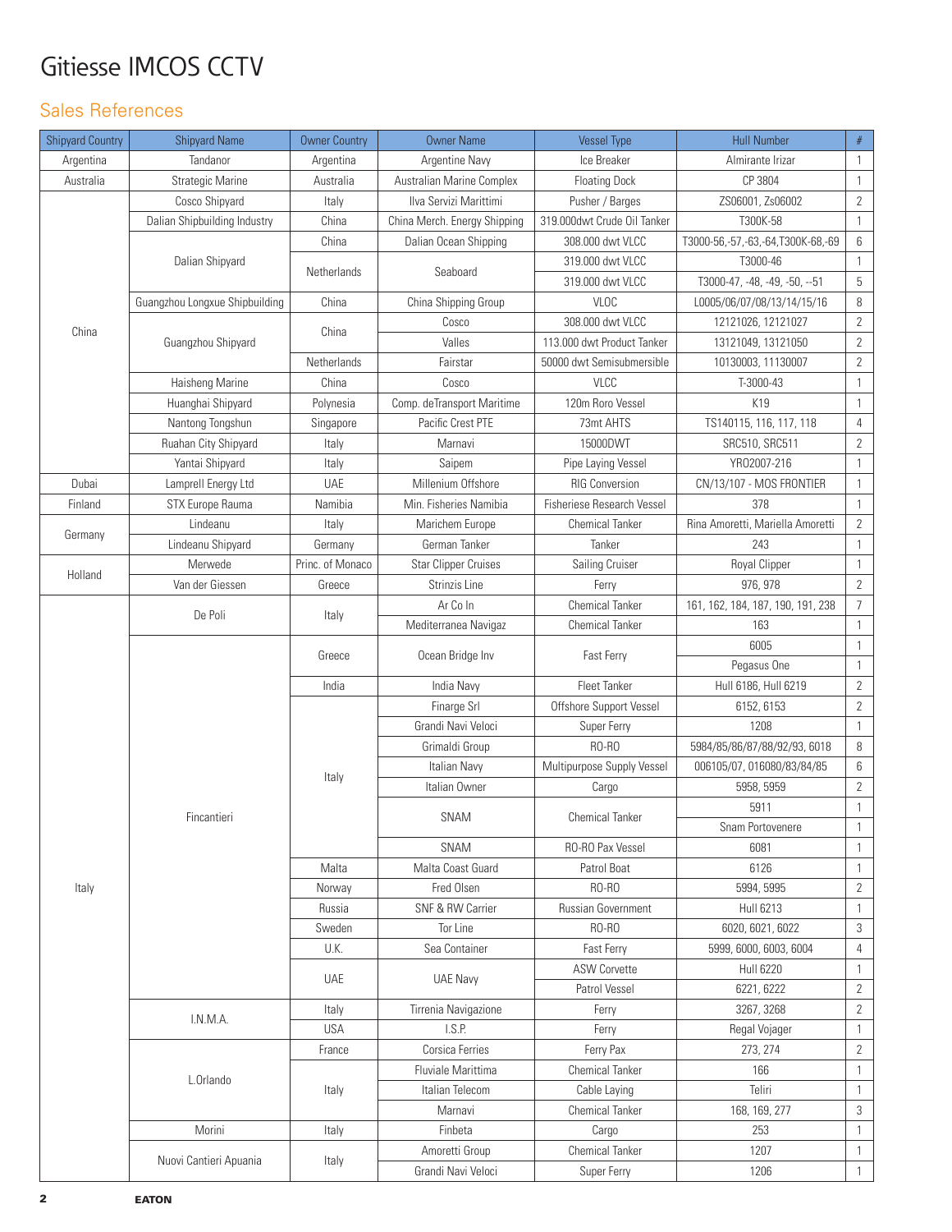# Gitiesse IMCOS CCTV

## Sales References

| Shipyard Country | Shipyard Name | Owner Country | Owner Name | Vessel Type | Hull Number | # |
|---|---|---|---|---|---|---|
| Argentina | Tandanor | Argentina | Argentine Navy | Ice Breaker | Almirante Irizar | 1 |
| Australia | Strategic Marine | Australia | Australian Marine Complex | Floating Dock | CP 3804 | 1 |
| China | Cosco Shipyard | Italy | Ilva Servizi Marittimi | Pusher / Barges | ZS06001, Zs06002 | 2 |
| | Dalian Shipbuilding Industry | China | China Merch. Energy Shipping | 319.000dwt Crude Oil Tanker | T300K-58 | 1 |
| | Dalian Shipyard | China | Dalian Ocean Shipping | 308.000 dwt VLCC | T3000-56,-57,-63,-64,T300K-68,-69 | 6 |
| | | Netherlands | Seaboard | 319.000 dwt VLCC | T3000-46 | 1 |
| | | | | 319.000 dwt VLCC | T3000-47, -48, -49, -50, --51 | 5 |
| | Guangzhou Longxue Shipbuilding | China | China Shipping Group | VLOC | L0005/06/07/08/13/14/15/16 | 8 |
| | Guangzhou Shipyard | China | Cosco | 308.000 dwt VLCC | 12121026, 12121027 | 2 |
| | | | Valles | 113.000 dwt Product Tanker | 13121049, 13121050 | 2 |
| | | Netherlands | Fairstar | 50000 dwt Semisubmersible | 10130003, 11130007 | 2 |
| | Haisheng Marine | China | Cosco | VLCC | T-3000-43 | 1 |
| | Huanghai Shipyard | Polynesia | Comp. deTransport Maritime | 120m Roro Vessel | K19 | 1 |
| | Nantong Tongshun | Singapore | Pacific Crest PTE | 73mt AHTS | TS140115, 116, 117, 118 | 4 |
| | Ruahan City Shipyard | Italy | Marnavi | 15000DWT | SRC510, SRC511 | 2 |
| | Yantai Shipyard | Italy | Saipem | Pipe Laying Vessel | YRO2007-216 | 1 |
| Dubai | Lamprell Energy Ltd | UAE | Millenium Offshore | RIG Conversion | CN/13/107 - MOS FRONTIER | 1 |
| Finland | STX Europe Rauma | Namibia | Min. Fisheries Namibia | Fisheriese Research Vessel | 378 | 1 |
| Germany | Lindeanu | Italy | Marichem Europe | Chemical Tanker | Rina Amoretti, Mariella Amoretti | 2 |
| | Lindeanu Shipyard | Germany | German Tanker | Tanker | 243 | 1 |
| Holland | Merwede | Princ. of Monaco | Star Clipper Cruises | Sailing Cruiser | Royal Clipper | 1 |
| | Van der Giessen | Greece | Strinzis Line | Ferry | 976, 978 | 2 |
| Italy | De Poli | Italy | Ar Co In | Chemical Tanker | 161, 162, 184, 187, 190, 191, 238 | 7 |
| | | | Mediterranea Navigaz | Chemical Tanker | 163 | 1 |
| | Fincantieri | Greece | Ocean Bridge Inv | Fast Ferry | 6005 | 1 |
| | | | | | Pegasus One | 1 |
| | | India | India Navy | Fleet Tanker | Hull 6186, Hull 6219 | 2 |
| | | Italy | Finarge Srl | Offshore Support Vessel | 6152, 6153 | 2 |
| | | | Grandi Navi Veloci | Super Ferry | 1208 | 1 |
| | | | Grimaldi Group | RO-RO | 5984/85/86/87/88/92/93, 6018 | 8 |
| | | | Italian Navy | Multipurpose Supply Vessel | 006105/07, 016080/83/84/85 | 6 |
| | | | Italian Owner | Cargo | 5958, 5959 | 2 |
| | | | SNAM | Chemical Tanker | 5911 | 1 |
| | | | | | Snam Portovenere | 1 |
| | | | SNAM | RO-RO Pax Vessel | 6081 | 1 |
| | | Malta | Malta Coast Guard | Patrol Boat | 6126 | 1 |
| | | Norway | Fred Olsen | RO-RO | 5994, 5995 | 2 |
| | | Russia | SNF & RW Carrier | Russian Government | Hull 6213 | 1 |
| | | Sweden | Tor Line | RO-RO | 6020, 6021, 6022 | 3 |
| | | U.K. | Sea Container | Fast Ferry | 5999, 6000, 6003, 6004 | 4 |
| | | UAE | UAE Navy | ASW Corvette | Hull 6220 | 1 |
| | | | | Patrol Vessel | 6221, 6222 | 2 |
| | I.N.M.A. | Italy | Tirrenia Navigazione | Ferry | 3267, 3268 | 2 |
| | | USA | I.S.P. | Ferry | Regal Vojager | 1 |
| | L.Orlando | France | Corsica Ferries | Ferry Pax | 273, 274 | 2 |
| | | Italy | Fluviale Marittima | Chemical Tanker | 166 | 1 |
| | | | Italian Telecom | Cable Laying | Teliri | 1 |
| | | | Marnavi | Chemical Tanker | 168, 169, 277 | 3 |
| | Morini | Italy | Finbeta | Cargo | 253 | 1 |
| | Nuovi Cantieri Apuania | Italy | Amoretti Group | Chemical Tanker | 1207 | 1 |
| | | | Grandi Navi Veloci | Super Ferry | 1206 | 1 |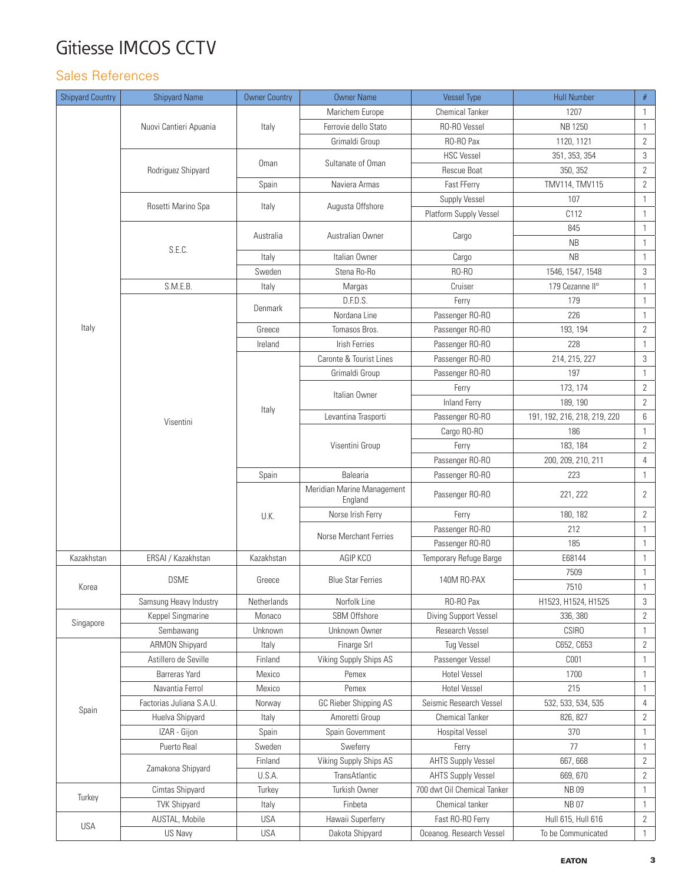# Gitiesse IMCOS CCTV

## Sales References

| Shipyard Country | Shipyard Name | Owner Country | Owner Name | Vessel Type | Hull Number | # |
|---|---|---|---|---|---|---|
| Italy | Nuovi Cantieri Apuania | Italy | Marichem Europe | Chemical Tanker | 1207 | 1 |
| | | | Ferrovie dello Stato | RO-RO Vessel | NB 1250 | 1 |
| | | | Grimaldi Group | RO-RO Pax | 1120, 1121 | 2 |
| | Rodriguez Shipyard | Oman | Sultanate of Oman | HSC Vessel | 351, 353, 354 | 3 |
| | | | | Rescue Boat | 350, 352 | 2 |
| | | Spain | Naviera Armas | Fast FFerry | TMV114, TMV115 | 2 |
| | Rosetti Marino Spa | Italy | Augusta Offshore | Supply Vessel | 107 | 1 |
| | | | | Platform Supply Vessel | C112 | 1 |
| | S.E.C. | Australia | Australian Owner | Cargo | 845 | 1 |
| | | | | | NB | 1 |
| | | Italy | Italian Owner | Cargo | NB | 1 |
| | | Sweden | Stena Ro-Ro | RO-RO | 1546, 1547, 1548 | 3 |
| | S.M.E.B. | Italy | Margas | Cruiser | 179 Cezanne II° | 1 |
| | Visentini | Denmark | D.F.D.S. | Ferry | 179 | 1 |
| | | | Nordana Line | Passenger RO-RO | 226 | 1 |
| | | Greece | Tomasos Bros. | Passenger RO-RO | 193, 194 | 2 |
| | | Ireland | Irish Ferries | Passenger RO-RO | 228 | 1 |
| | | Italy | Caronte & Tourist Lines | Passenger RO-RO | 214, 215, 227 | 3 |
| | | | Grimaldi Group | Passenger RO-RO | 197 | 1 |
| | | | Italian Owner | Ferry | 173, 174 | 2 |
| | | | | Inland Ferry | 189, 190 | 2 |
| | | | Levantina Trasporti | Passenger RO-RO | 191, 192, 216, 218, 219, 220 | 6 |
| | | | Visentini Group | Cargo RO-RO | 186 | 1 |
| | | | | Ferry | 183, 184 | 2 |
| | | | | Passenger RO-RO | 200, 209, 210, 211 | 4 |
| | | Spain | Balearia | Passenger RO-RO | 223 | 1 |
| | | U.K. | Meridian Marine Management England | Passenger RO-RO | 221, 222 | 2 |
| | | | Norse Irish Ferry | Ferry | 180, 182 | 2 |
| | | | Norse Merchant Ferries | Passenger RO-RO | 212 | 1 |
| | | | | Passenger RO-RO | 185 | 1 |
| Kazakhstan | ERSAI / Kazakhstan | Kazakhstan | AGIP KCO | Temporary Refuge Barge | E68144 | 1 |
| Korea | DSME | Greece | Blue Star Ferries | 140M RO-PAX | 7509 | 1 |
| | | | | | 7510 | 1 |
| | Samsung Heavy Industry | Netherlands | Norfolk Line | RO-RO Pax | H1523, H1524, H1525 | 3 |
| Singapore | Keppel Singmarine | Monaco | SBM Offshore | Diving Support Vessel | 336, 380 | 2 |
| | Sembawang | Unknown | Unknown Owner | Research Vessel | CSIRO | 1 |
| Spain | ARMON Shipyard | Italy | Finarge Srl | Tug Vessel | C652, C653 | 2 |
| | Astillero de Seville | Finland | Viking Supply Ships AS | Passenger Vessel | C001 | 1 |
| | Barreras Yard | Mexico | Pemex | Hotel Vessel | 1700 | 1 |
| | Navantia Ferrol | Mexico | Pemex | Hotel Vessel | 215 | 1 |
| | Factorias Juliana S.A.U. | Norway | GC Rieber Shipping AS | Seismic Research Vessel | 532, 533, 534, 535 | 4 |
| | Huelva Shipyard | Italy | Amoretti Group | Chemical Tanker | 826, 827 | 2 |
| | IZAR - Gijon | Spain | Spain Government | Hospital Vessel | 370 | 1 |
| | Puerto Real | Sweden | Sweferry | Ferry | 77 | 1 |
| | Zamakona Shipyard | Finland | Viking Supply Ships AS | AHTS Supply Vessel | 667, 668 | 2 |
| | | U.S.A. | TransAtlantic | AHTS Supply Vessel | 669, 670 | 2 |
| Turkey | Cimtas Shipyard | Turkey | Turkish Owner | 700 dwt Oil Chemical Tanker | NB 09 | 1 |
| | TVK Shipyard | Italy | Finbeta | Chemical tanker | NB 07 | 1 |
| USA | AUSTAL, Mobile | USA | Hawaii Superferry | Fast RO-RO Ferry | Hull 615, Hull 616 | 2 |
| | US Navy | USA | Dakota Shipyard | Oceanog. Research Vessel | To be Communicated | 1 |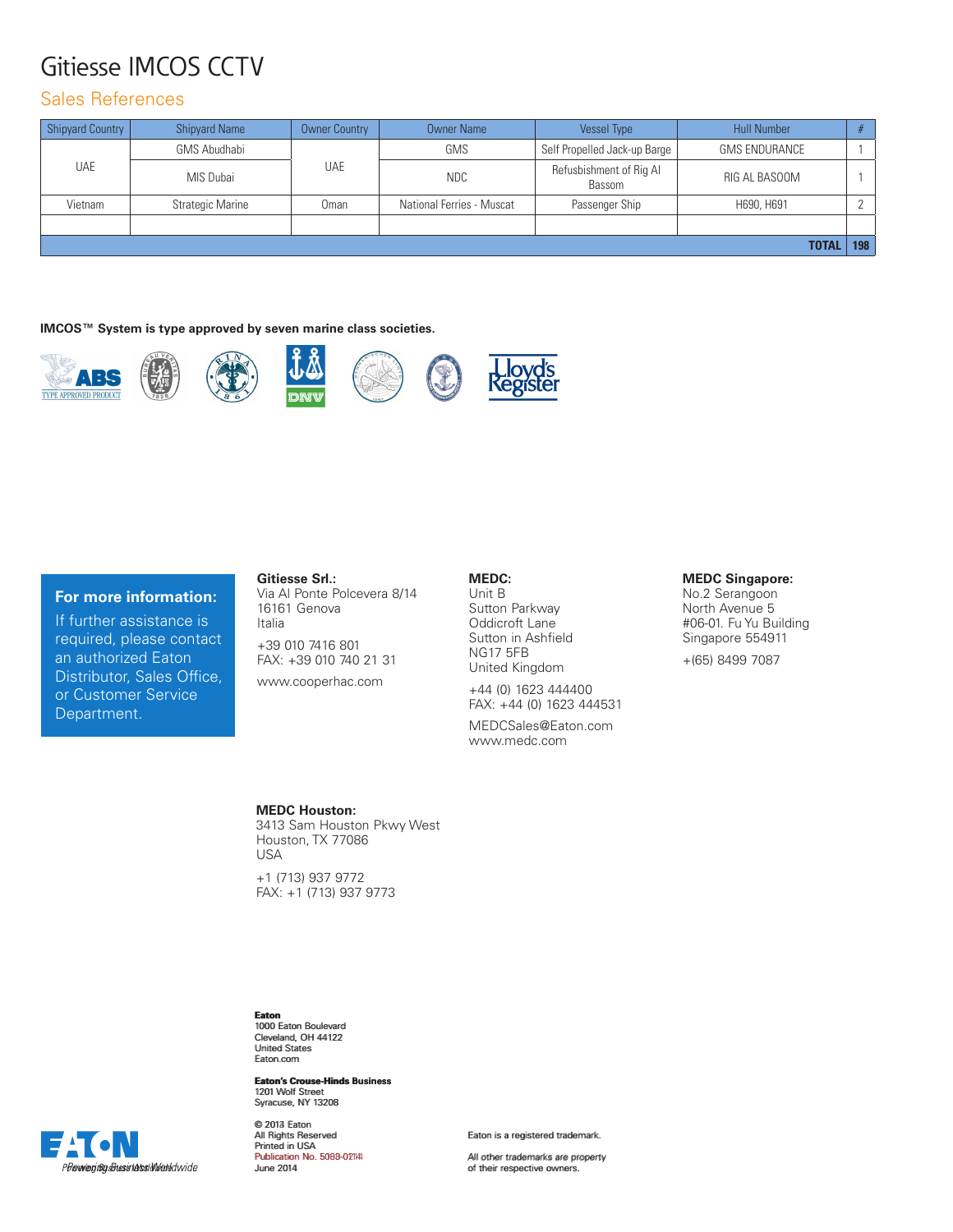# Gitiesse IMCOS CCTV

## Sales References

| Shipyard Country | Shipyard Name | Owner Country | Owner Name | Vessel Type | Hull Number | # |
|---|---|---|---|---|---|---|
| UAE | GMS Abudhabi | UAE | GMS | Self Propelled Jack-up Barge | GMS ENDURANCE | 1 |
| | MIS Dubai | | NDC | Refusbishment of Rig Al Bassom | RIG AL BASOOM | 1 |
| Vietnam | Strategic Marine | Oman | National Ferries - Muscat | Passenger Ship | H690, H691 | 2 |
| | | | | | | |
| | | | | | **TOTAL** | **198** |

**IMCOS™ System is type approved by seven marine class societies.**

ABS TYPE APPROVED PRODUCT

Lloyd's Register

DNV

**For more information:**

If further assistance is required, please contact an authorized Eaton Distributor, Sales Office, or Customer Service Department.

**Gitiesse Srl.:**
Via Al Ponte Polcevera 8/14
16161 Genova
Italia

+39 010 7416 801
FAX: +39 010 740 21 31

www.cooperhac.com

**MEDC:**
Unit B
Sutton Parkway
Oddicroft Lane
Sutton in Ashfield
NG17 5FB
United Kingdom

+44 (0) 1623 444400
FAX: +44 (0) 1623 444531

MEDCSales@Eaton.com
www.medc.com

**MEDC Singapore:**
No.2 Serangoon
North Avenue 5
#06-01. Fu Yu Building
Singapore 554911

+(65) 8499 7087

**MEDC Houston:**
3413 Sam Houston Pkwy West
Houston, TX 77086
USA

+1 (713) 937 9772
FAX: +1 (713) 937 9773

**Eaton**
1000 Eaton Boulevard
Cleveland, OH 44122
United States
Eaton.com

**Eaton's Crouse-Hinds Business**
1201 Wolf Street
Syracuse, NY 13208

© 2013 Eaton
All Rights Reserved
Printed in USA
Publication No. 5080-0214
June 2014

Eaton is a registered trademark.

All other trademarks are property of their respective owners.

EATON
*Powering Business Worldwide*